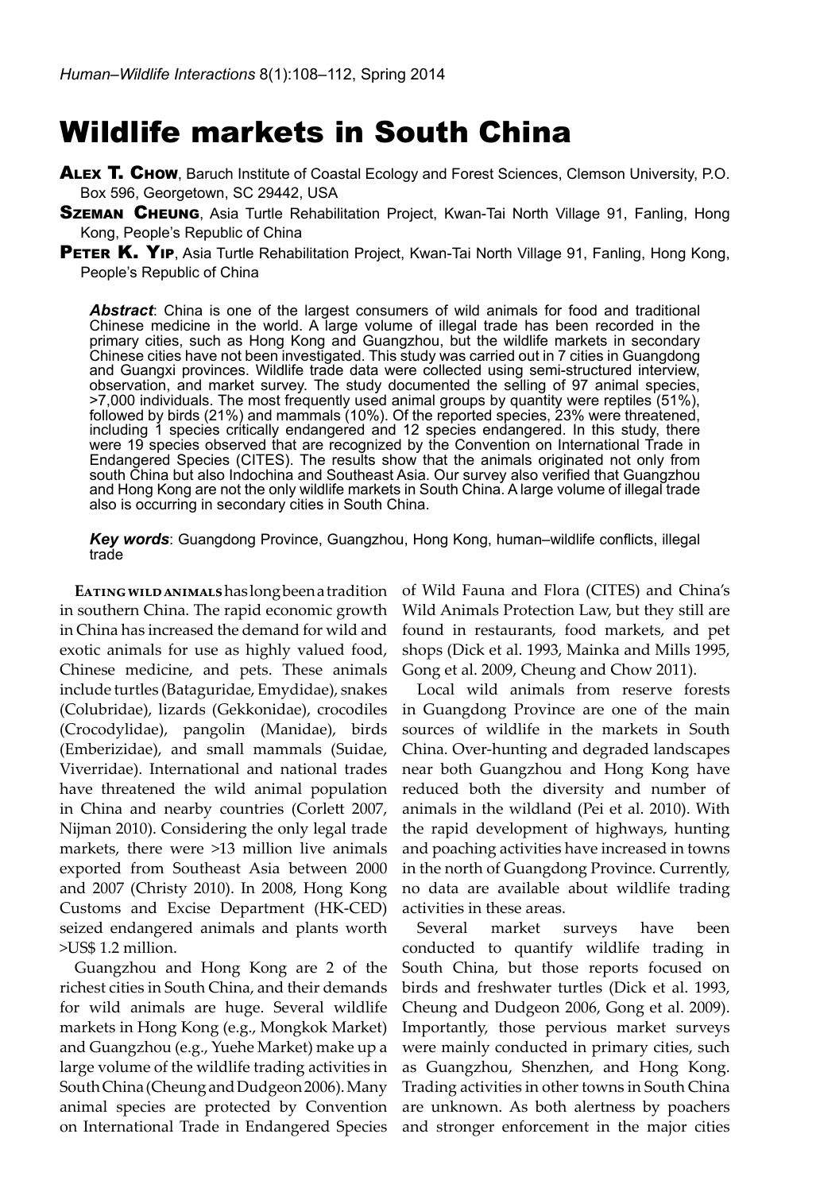# Wildlife markets in South China

**Alex T. Chow**, Baruch Institute of Coastal Ecology and Forest Sciences, Clemson University, P.O. Box 596, Georgetown, SC 29442, USA

**Szeman Cheung**, Asia Turtle Rehabilitation Project, Kwan-Tai North Village 91, Fanling, Hong Kong, People's Republic of China

**Peter K. Yip**, Asia Turtle Rehabilitation Project, Kwan-Tai North Village 91, Fanling, Hong Kong, People's Republic of China

***Abstract***: China is one of the largest consumers of wild animals for food and traditional Chinese medicine in the world. A large volume of illegal trade has been recorded in the primary cities, such as Hong Kong and Guangzhou, but the wildlife markets in secondary Chinese cities have not been investigated. This study was carried out in 7 cities in Guangdong and Guangxi provinces. Wildlife trade data were collected using semi-structured interview, observation, and market survey. The study documented the selling of 97 animal species, >7,000 individuals. The most frequently used animal groups by quantity were reptiles (51%), followed by birds (21%) and mammals (10%). Of the reported species, 23% were threatened, including 1 species critically endangered and 12 species endangered. In this study, there were 19 species observed that are recognized by the Convention on International Trade in Endangered Species (CITES). The results show that the animals originated not only from south China but also Indochina and Southeast Asia. Our survey also verified that Guangzhou and Hong Kong are not the only wildlife markets in South China. A large volume of illegal trade also is occurring in secondary cities in South China.

***Key words***: Guangdong Province, Guangzhou, Hong Kong, human–wildlife conflicts, illegal trade

**Eating wild animals** has long been a tradition in southern China. The rapid economic growth in China has increased the demand for wild and exotic animals for use as highly valued food, Chinese medicine, and pets. These animals include turtles (Bataguridae, Emydidae), snakes (Colubridae), lizards (Gekkonidae), crocodiles (Crocodylidae), pangolin (Manidae), birds (Emberizidae), and small mammals (Suidae, Viverridae). International and national trades have threatened the wild animal population in China and nearby countries (Corlett 2007, Nijman 2010). Considering the only legal trade markets, there were >13 million live animals exported from Southeast Asia between 2000 and 2007 (Christy 2010). In 2008, Hong Kong Customs and Excise Department (HK-CED) seized endangered animals and plants worth >US$ 1.2 million.

Guangzhou and Hong Kong are 2 of the richest cities in South China, and their demands for wild animals are huge. Several wildlife markets in Hong Kong (e.g., Mongkok Market) and Guangzhou (e.g., Yuehe Market) make up a large volume of the wildlife trading activities in South China (Cheung and Dudgeon 2006). Many animal species are protected by Convention on International Trade in Endangered Species of Wild Fauna and Flora (CITES) and China's Wild Animals Protection Law, but they still are found in restaurants, food markets, and pet shops (Dick et al. 1993, Mainka and Mills 1995, Gong et al. 2009, Cheung and Chow 2011).

Local wild animals from reserve forests in Guangdong Province are one of the main sources of wildlife in the markets in South China. Over-hunting and degraded landscapes near both Guangzhou and Hong Kong have reduced both the diversity and number of animals in the wildland (Pei et al. 2010). With the rapid development of highways, hunting and poaching activities have increased in towns in the north of Guangdong Province. Currently, no data are available about wildlife trading activities in these areas.

Several market surveys have been conducted to quantify wildlife trading in South China, but those reports focused on birds and freshwater turtles (Dick et al. 1993, Cheung and Dudgeon 2006, Gong et al. 2009). Importantly, those pervious market surveys were mainly conducted in primary cities, such as Guangzhou, Shenzhen, and Hong Kong. Trading activities in other towns in South China are unknown. As both alertness by poachers and stronger enforcement in the major cities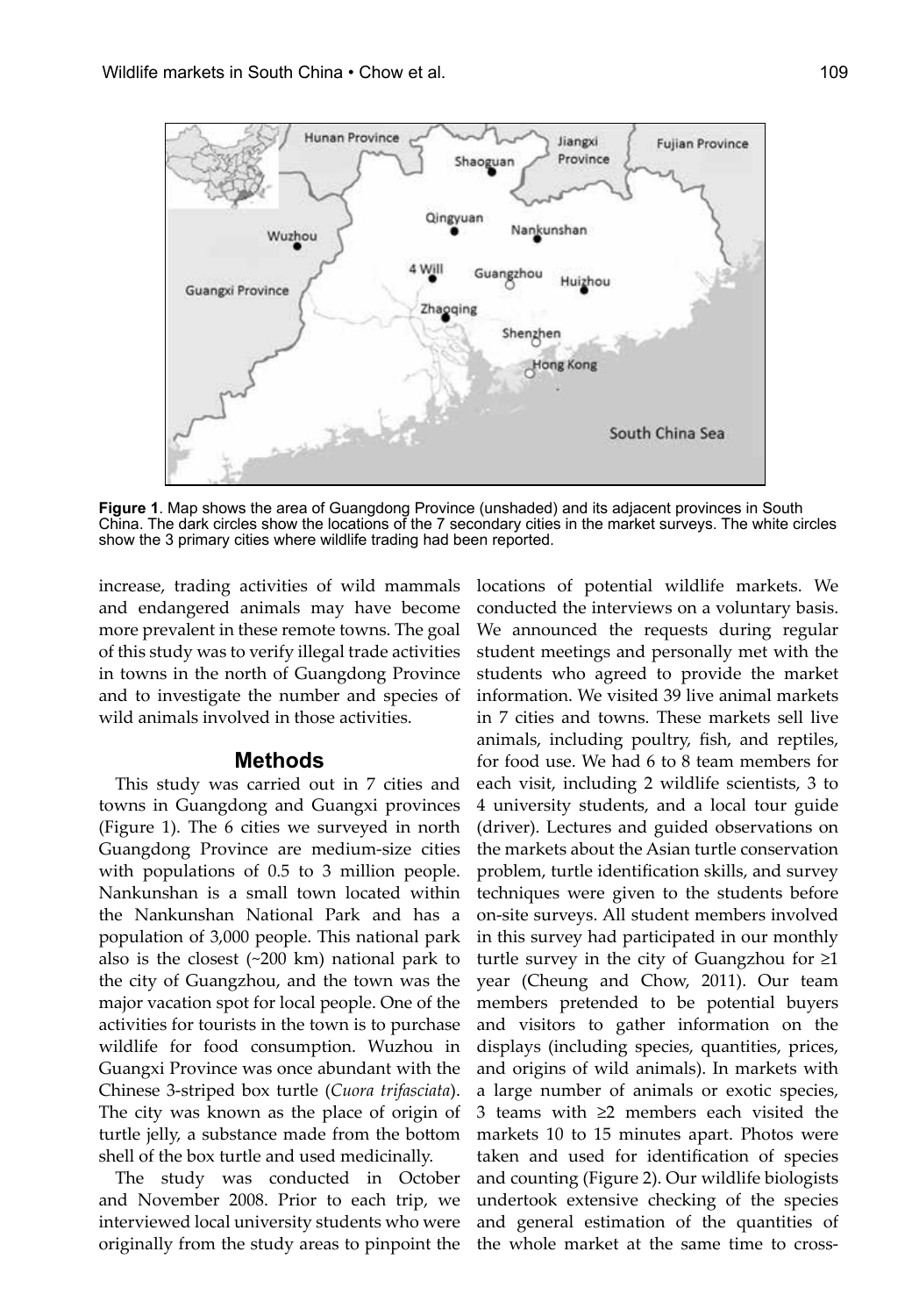**Figure 1**. Map shows the area of Guangdong Province (unshaded) and its adjacent provinces in South China. The dark circles show the locations of the 7 secondary cities in the market surveys. The white circles show the 3 primary cities where wildlife trading had been reported.

increase, trading activities of wild mammals and endangered animals may have become more prevalent in these remote towns. The goal of this study was to verify illegal trade activities in towns in the north of Guangdong Province and to investigate the number and species of wild animals involved in those activities.

## Methods

This study was carried out in 7 cities and towns in Guangdong and Guangxi provinces (Figure 1). The 6 cities we surveyed in north Guangdong Province are medium-size cities with populations of 0.5 to 3 million people. Nankunshan is a small town located within the Nankunshan National Park and has a population of 3,000 people. This national park also is the closest (~200 km) national park to the city of Guangzhou, and the town was the major vacation spot for local people. One of the activities for tourists in the town is to purchase wildlife for food consumption. Wuzhou in Guangxi Province was once abundant with the Chinese 3-striped box turtle (*Cuora trifasciata*). The city was known as the place of origin of turtle jelly, a substance made from the bottom shell of the box turtle and used medicinally.

The study was conducted in October and November 2008. Prior to each trip, we interviewed local university students who were originally from the study areas to pinpoint the locations of potential wildlife markets. We conducted the interviews on a voluntary basis. We announced the requests during regular student meetings and personally met with the students who agreed to provide the market information. We visited 39 live animal markets in 7 cities and towns. These markets sell live animals, including poultry, fish, and reptiles, for food use. We had 6 to 8 team members for each visit, including 2 wildlife scientists, 3 to 4 university students, and a local tour guide (driver). Lectures and guided observations on the markets about the Asian turtle conservation problem, turtle identification skills, and survey techniques were given to the students before on-site surveys. All student members involved in this survey had participated in our monthly turtle survey in the city of Guangzhou for ≥1 year (Cheung and Chow, 2011). Our team members pretended to be potential buyers and visitors to gather information on the displays (including species, quantities, prices, and origins of wild animals). In markets with a large number of animals or exotic species, 3 teams with ≥2 members each visited the markets 10 to 15 minutes apart. Photos were taken and used for identification of species and counting (Figure 2). Our wildlife biologists undertook extensive checking of the species and general estimation of the quantities of the whole market at the same time to cross-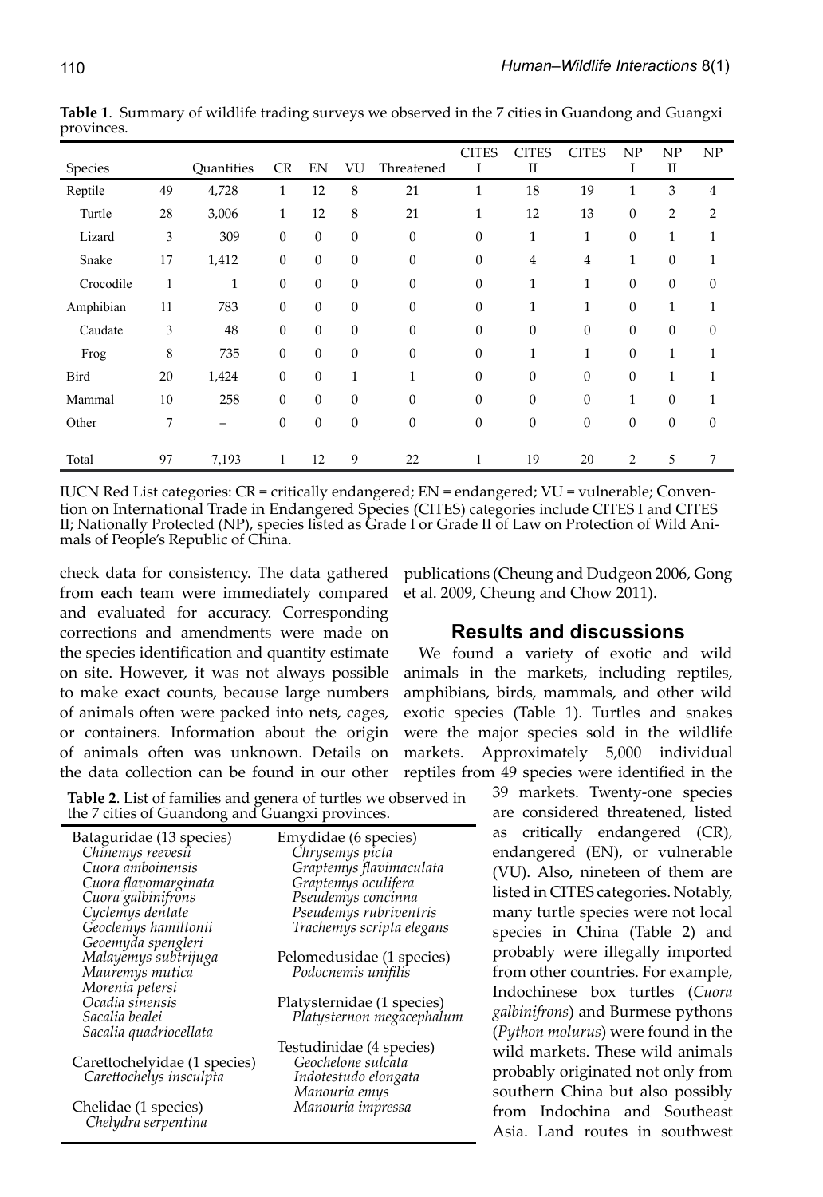**Table 1**. Summary of wildlife trading surveys we observed in the 7 cities in Guandong and Guangxi provinces.

| Species | | Quantities | CR | EN | VU | Threatened | CITES I | CITES II | CITES | NP I | NP II | NP |
|---|---|---|---|---|---|---|---|---|---|---|---|---|
| Reptile | 49 | 4,728 | 1 | 12 | 8 | 21 | 1 | 18 | 19 | 1 | 3 | 4 |
| Turtle | 28 | 3,006 | 1 | 12 | 8 | 21 | 1 | 12 | 13 | 0 | 2 | 2 |
| Lizard | 3 | 309 | 0 | 0 | 0 | 0 | 0 | 1 | 1 | 0 | 1 | 1 |
| Snake | 17 | 1,412 | 0 | 0 | 0 | 0 | 0 | 4 | 4 | 1 | 0 | 1 |
| Crocodile | 1 | 1 | 0 | 0 | 0 | 0 | 0 | 1 | 1 | 0 | 0 | 0 |
| Amphibian | 11 | 783 | 0 | 0 | 0 | 0 | 0 | 1 | 1 | 0 | 1 | 1 |
| Caudate | 3 | 48 | 0 | 0 | 0 | 0 | 0 | 0 | 0 | 0 | 0 | 0 |
| Frog | 8 | 735 | 0 | 0 | 0 | 0 | 0 | 1 | 1 | 0 | 1 | 1 |
| Bird | 20 | 1,424 | 0 | 0 | 1 | 1 | 0 | 0 | 0 | 0 | 1 | 1 |
| Mammal | 10 | 258 | 0 | 0 | 0 | 0 | 0 | 0 | 0 | 1 | 0 | 1 |
| Other | 7 | – | 0 | 0 | 0 | 0 | 0 | 0 | 0 | 0 | 0 | 0 |
| Total | 97 | 7,193 | 1 | 12 | 9 | 22 | 1 | 19 | 20 | 2 | 5 | 7 |

IUCN Red List categories: CR = critically endangered; EN = endangered; VU = vulnerable; Convention on International Trade in Endangered Species (CITES) categories include CITES I and CITES II; Nationally Protected (NP), species listed as Grade I or Grade II of Law on Protection of Wild Animals of People's Republic of China.

check data for consistency. The data gathered from each team were immediately compared and evaluated for accuracy. Corresponding corrections and amendments were made on the species identification and quantity estimate on site. However, it was not always possible to make exact counts, because large numbers of animals often were packed into nets, cages, or containers. Information about the origin of animals often was unknown. Details on the data collection can be found in our other publications (Cheung and Dudgeon 2006, Gong et al. 2009, Cheung and Chow 2011).

**Table 2**. List of families and genera of turtles we observed in the 7 cities of Guandong and Guangxi provinces.

| | |
|---|---|
| Bataguridae (13 species) | Emydidae (6 species) |
| *Chinemys reevesii* | *Chrysemys picta* |
| *Cuora amboinensis* | *Graptemys flavimaculata* |
| *Cuora flavomarginata* | *Graptemys oculifera* |
| *Cuora galbinifrons* | *Pseudemys concinna* |
| *Cyclemys dentate* | *Pseudemys rubriventris* |
| *Geoclemys hamiltonii* | *Trachemys scripta elegans* |
| *Geoemyda spengleri* | |
| *Malayemys subtrijuga* | Pelomedusidae (1 species) |
| *Mauremys mutica* | *Podocnemis unifilis* |
| *Morenia petersi* | |
| *Ocadia sinensis* | Platysternidae (1 species) |
| *Sacalia bealei* | *Platysternon megacephalum* |
| *Sacalia quadriocellata* | |
| | Testudinidae (4 species) |
| Carettochelyidae (1 species) | *Geochelone sulcata* |
| *Carettochelys insculpta* | *Indotestudo elongata* |
| | *Manouria emys* |
| Chelidae (1 species) | *Manouria impressa* |
| *Chelydra serpentina* | |

## Results and discussions

We found a variety of exotic and wild animals in the markets, including reptiles, amphibians, birds, mammals, and other wild exotic species (Table 1). Turtles and snakes were the major species sold in the wildlife markets. Approximately 5,000 individual reptiles from 49 species were identified in the 39 markets. Twenty-one species are considered threatened, listed as critically endangered (CR), endangered (EN), or vulnerable (VU). Also, nineteen of them are listed in CITES categories. Notably, many turtle species were not local species in China (Table 2) and probably were illegally imported from other countries. For example, Indochinese box turtles (*Cuora galbinifrons*) and Burmese pythons (*Python molurus*) were found in the wild markets. These wild animals probably originated not only from southern China but also possibly from Indochina and Southeast Asia. Land routes in southwest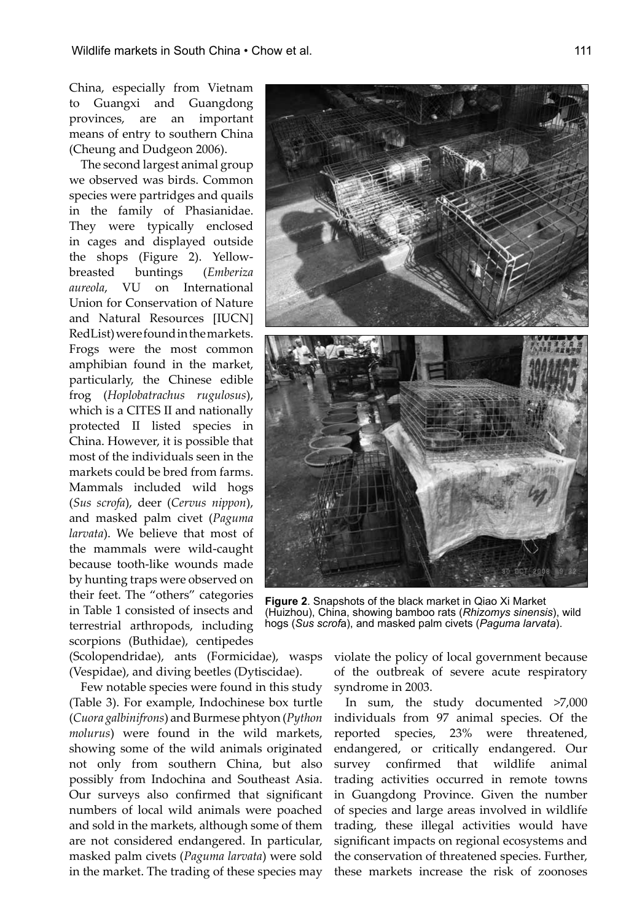China, especially from Vietnam to Guangxi and Guangdong provinces, are an important means of entry to southern China (Cheung and Dudgeon 2006).

The second largest animal group we observed was birds. Common species were partridges and quails in the family of Phasianidae. They were typically enclosed in cages and displayed outside the shops (Figure 2). Yellow-breasted buntings (*Emberiza aureola*, VU on International Union for Conservation of Nature and Natural Resources [IUCN] RedList) were found in the markets. Frogs were the most common amphibian found in the market, particularly, the Chinese edible frog (*Hoplobatrachus rugulosus*), which is a CITES II and nationally protected II listed species in China. However, it is possible that most of the individuals seen in the markets could be bred from farms. Mammals included wild hogs (*Sus scrofa*), deer (*Cervus nippon*), and masked palm civet (*Paguma larvata*). We believe that most of the mammals were wild-caught because tooth-like wounds made by hunting traps were observed on their feet. The "others" categories in Table 1 consisted of insects and terrestrial arthropods, including scorpions (Buthidae), centipedes (Scolopendridae), ants (Formicidae), wasps (Vespidae), and diving beetles (Dytiscidae).

Few notable species were found in this study (Table 3). For example, Indochinese box turtle (*Cuora galbinifrons*) and Burmese phtyon (*Python molurus*) were found in the wild markets, showing some of the wild animals originated not only from southern China, but also possibly from Indochina and Southeast Asia. Our surveys also confirmed that significant numbers of local wild animals were poached and sold in the markets, although some of them are not considered endangered. In particular, masked palm civets (*Paguma larvata*) were sold in the market. The trading of these species may violate the policy of local government because of the outbreak of severe acute respiratory syndrome in 2003.

**Figure 2**. Snapshots of the black market in Qiao Xi Market (Huizhou), China, showing bamboo rats (*Rhizomys sinensis*), wild hogs (*Sus scrofa*), and masked palm civets (*Paguma larvata*).

In sum, the study documented >7,000 individuals from 97 animal species. Of the reported species, 23% were threatened, endangered, or critically endangered. Our survey confirmed that wildlife animal trading activities occurred in remote towns in Guangdong Province. Given the number of species and large areas involved in wildlife trading, these illegal activities would have significant impacts on regional ecosystems and the conservation of threatened species. Further, these markets increase the risk of zoonoses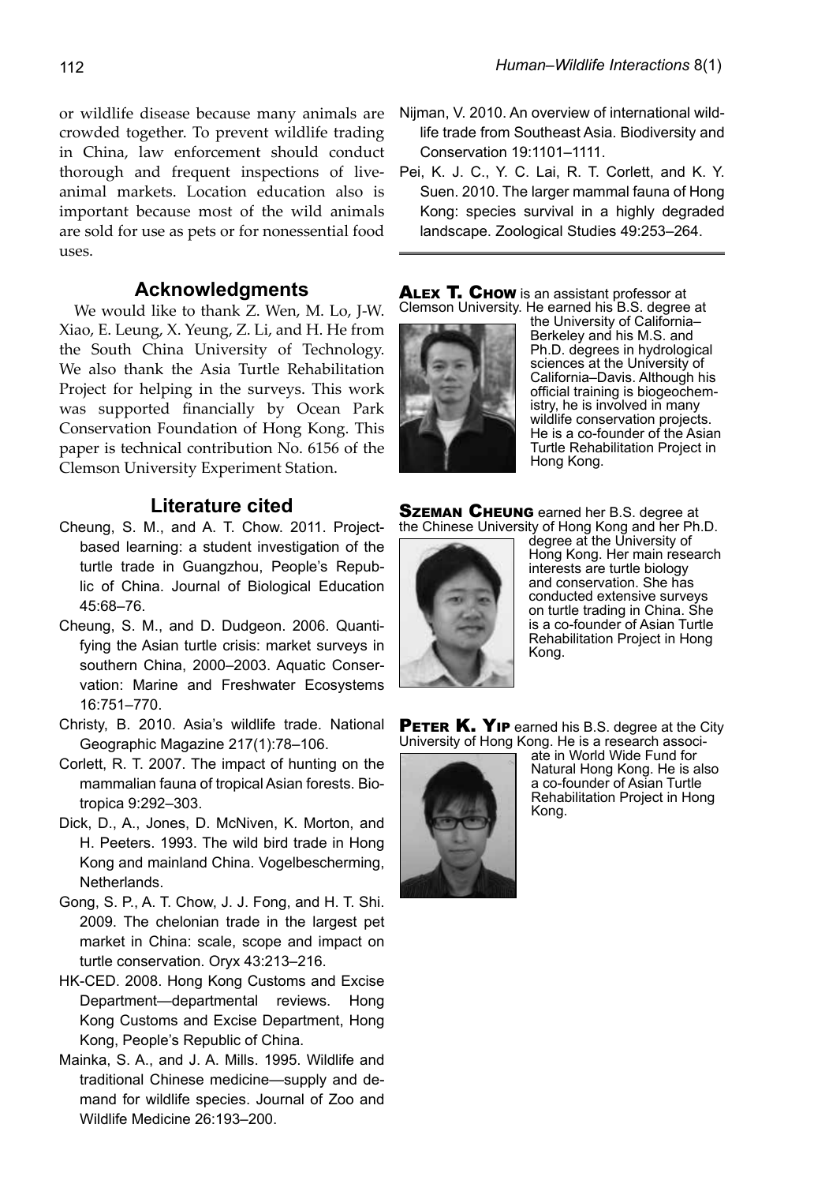or wildlife disease because many animals are crowded together. To prevent wildlife trading in China, law enforcement should conduct thorough and frequent inspections of live-animal markets. Location education also is important because most of the wild animals are sold for use as pets or for nonessential food uses.

## Acknowledgments

We would like to thank Z. Wen, M. Lo, J-W. Xiao, E. Leung, X. Yeung, Z. Li, and H. He from the South China University of Technology. We also thank the Asia Turtle Rehabilitation Project for helping in the surveys. This work was supported financially by Ocean Park Conservation Foundation of Hong Kong. This paper is technical contribution No. 6156 of the Clemson University Experiment Station.

## Literature cited

Cheung, S. M., and A. T. Chow. 2011. Project-based learning: a student investigation of the turtle trade in Guangzhou, People's Republic of China. Journal of Biological Education 45:68–76.

Cheung, S. M., and D. Dudgeon. 2006. Quantifying the Asian turtle crisis: market surveys in southern China, 2000–2003. Aquatic Conservation: Marine and Freshwater Ecosystems 16:751–770.

Christy, B. 2010. Asia's wildlife trade. National Geographic Magazine 217(1):78–106.

Corlett, R. T. 2007. The impact of hunting on the mammalian fauna of tropical Asian forests. Biotropica 9:292–303.

Dick, D., A., Jones, D. McNiven, K. Morton, and H. Peeters. 1993. The wild bird trade in Hong Kong and mainland China. Vogelbescherming, Netherlands.

Gong, S. P., A. T. Chow, J. J. Fong, and H. T. Shi. 2009. The chelonian trade in the largest pet market in China: scale, scope and impact on turtle conservation. Oryx 43:213–216.

HK-CED. 2008. Hong Kong Customs and Excise Department—departmental reviews. Hong Kong Customs and Excise Department, Hong Kong, People's Republic of China.

Mainka, S. A., and J. A. Mills. 1995. Wildlife and traditional Chinese medicine—supply and demand for wildlife species. Journal of Zoo and Wildlife Medicine 26:193–200.

Nijman, V. 2010. An overview of international wildlife trade from Southeast Asia. Biodiversity and Conservation 19:1101–1111.

Pei, K. J. C., Y. C. Lai, R. T. Corlett, and K. Y. Suen. 2010. The larger mammal fauna of Hong Kong: species survival in a highly degraded landscape. Zoological Studies 49:253–264.

---

**Alex T. Chow** is an assistant professor at Clemson University. He earned his B.S. degree at the University of California–Berkeley and his M.S. and Ph.D. degrees in hydrological sciences at the University of California–Davis. Although his official training is biogeochemistry, he is involved in many wildlife conservation projects. He is a co-founder of the Asian Turtle Rehabilitation Project in Hong Kong.

**Szeman Cheung** earned her B.S. degree at the Chinese University of Hong Kong and her Ph.D. degree at the University of Hong Kong. Her main research interests are turtle biology and conservation. She has conducted extensive surveys on turtle trading in China. She is a co-founder of Asian Turtle Rehabilitation Project in Hong Kong.

**Peter K. Yip** earned his B.S. degree at the City University of Hong Kong. He is a research associate in World Wide Fund for Natural Hong Kong. He is also a co-founder of Asian Turtle Rehabilitation Project in Hong Kong.